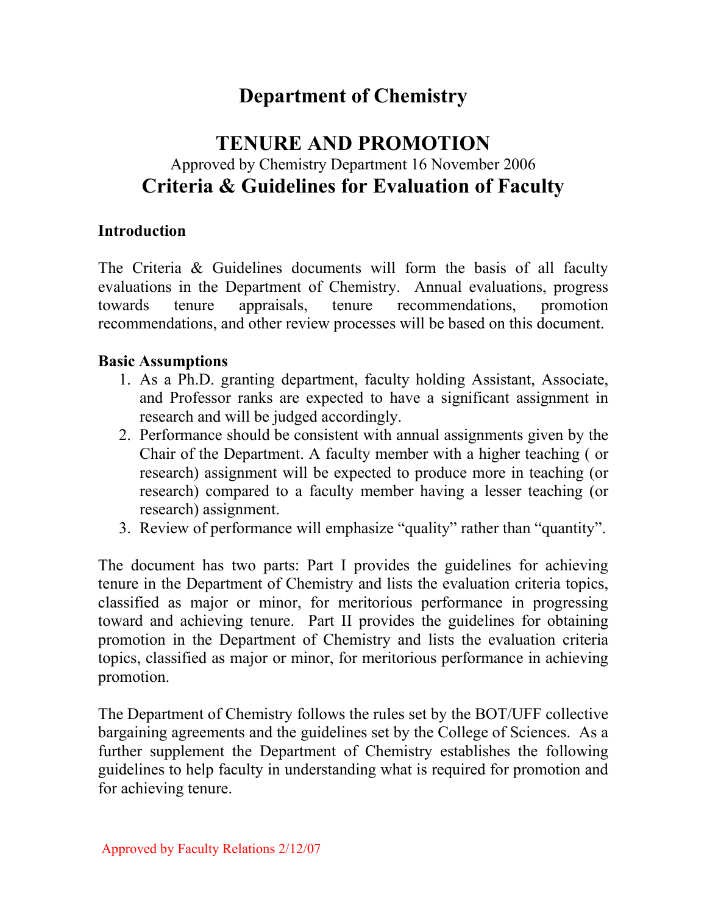# Department of Chemistry

## TENURE AND PROMOTION

Approved by Chemistry Department 16 November 2006

## Criteria & Guidelines for Evaluation of Faculty

### Introduction

The Criteria & Guidelines documents will form the basis of all faculty evaluations in the Department of Chemistry. Annual evaluations, progress towards tenure appraisals, tenure recommendations, promotion recommendations, and other review processes will be based on this document.

### Basic Assumptions

1. As a Ph.D. granting department, faculty holding Assistant, Associate, and Professor ranks are expected to have a significant assignment in research and will be judged accordingly.
2. Performance should be consistent with annual assignments given by the Chair of the Department. A faculty member with a higher teaching ( or research) assignment will be expected to produce more in teaching (or research) compared to a faculty member having a lesser teaching (or research) assignment.
3. Review of performance will emphasize "quality" rather than "quantity".

The document has two parts: Part I provides the guidelines for achieving tenure in the Department of Chemistry and lists the evaluation criteria topics, classified as major or minor, for meritorious performance in progressing toward and achieving tenure. Part II provides the guidelines for obtaining promotion in the Department of Chemistry and lists the evaluation criteria topics, classified as major or minor, for meritorious performance in achieving promotion.

The Department of Chemistry follows the rules set by the BOT/UFF collective bargaining agreements and the guidelines set by the College of Sciences. As a further supplement the Department of Chemistry establishes the following guidelines to help faculty in understanding what is required for promotion and for achieving tenure.

Approved by Faculty Relations 2/12/07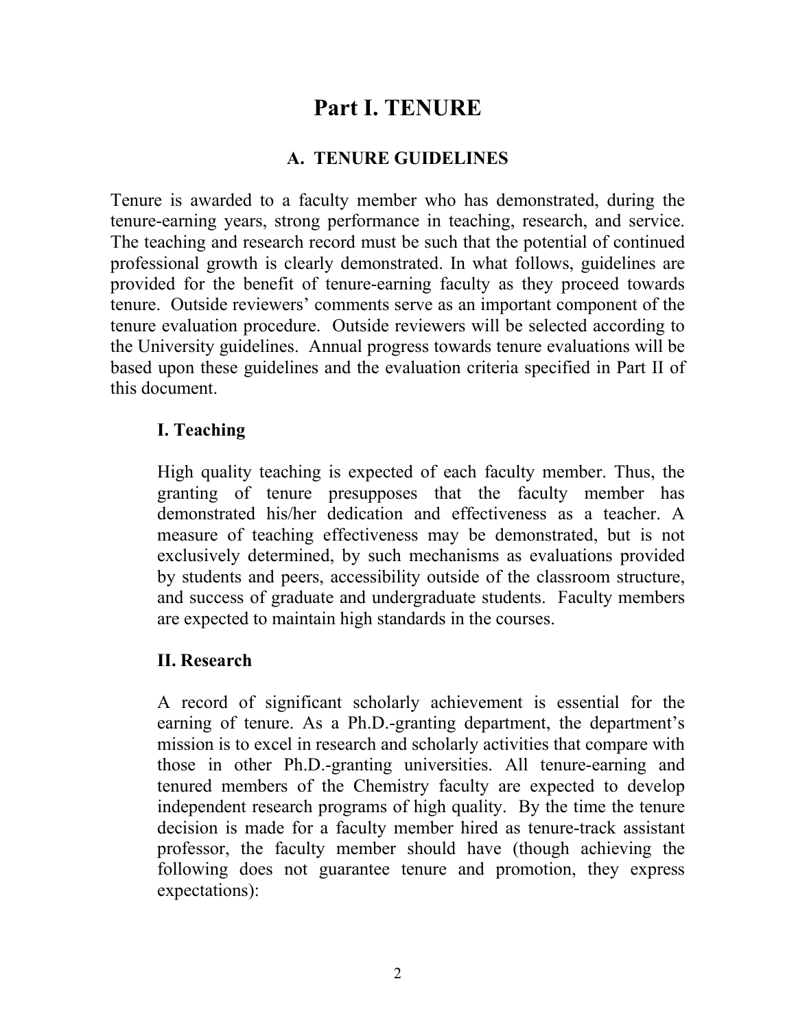# Part I. TENURE

## A. TENURE GUIDELINES

Tenure is awarded to a faculty member who has demonstrated, during the tenure-earning years, strong performance in teaching, research, and service. The teaching and research record must be such that the potential of continued professional growth is clearly demonstrated. In what follows, guidelines are provided for the benefit of tenure-earning faculty as they proceed towards tenure. Outside reviewers' comments serve as an important component of the tenure evaluation procedure. Outside reviewers will be selected according to the University guidelines. Annual progress towards tenure evaluations will be based upon these guidelines and the evaluation criteria specified in Part II of this document.

### I. Teaching

High quality teaching is expected of each faculty member. Thus, the granting of tenure presupposes that the faculty member has demonstrated his/her dedication and effectiveness as a teacher. A measure of teaching effectiveness may be demonstrated, but is not exclusively determined, by such mechanisms as evaluations provided by students and peers, accessibility outside of the classroom structure, and success of graduate and undergraduate students. Faculty members are expected to maintain high standards in the courses.

### II. Research

A record of significant scholarly achievement is essential for the earning of tenure. As a Ph.D.-granting department, the department's mission is to excel in research and scholarly activities that compare with those in other Ph.D.-granting universities. All tenure-earning and tenured members of the Chemistry faculty are expected to develop independent research programs of high quality. By the time the tenure decision is made for a faculty member hired as tenure-track assistant professor, the faculty member should have (though achieving the following does not guarantee tenure and promotion, they express expectations):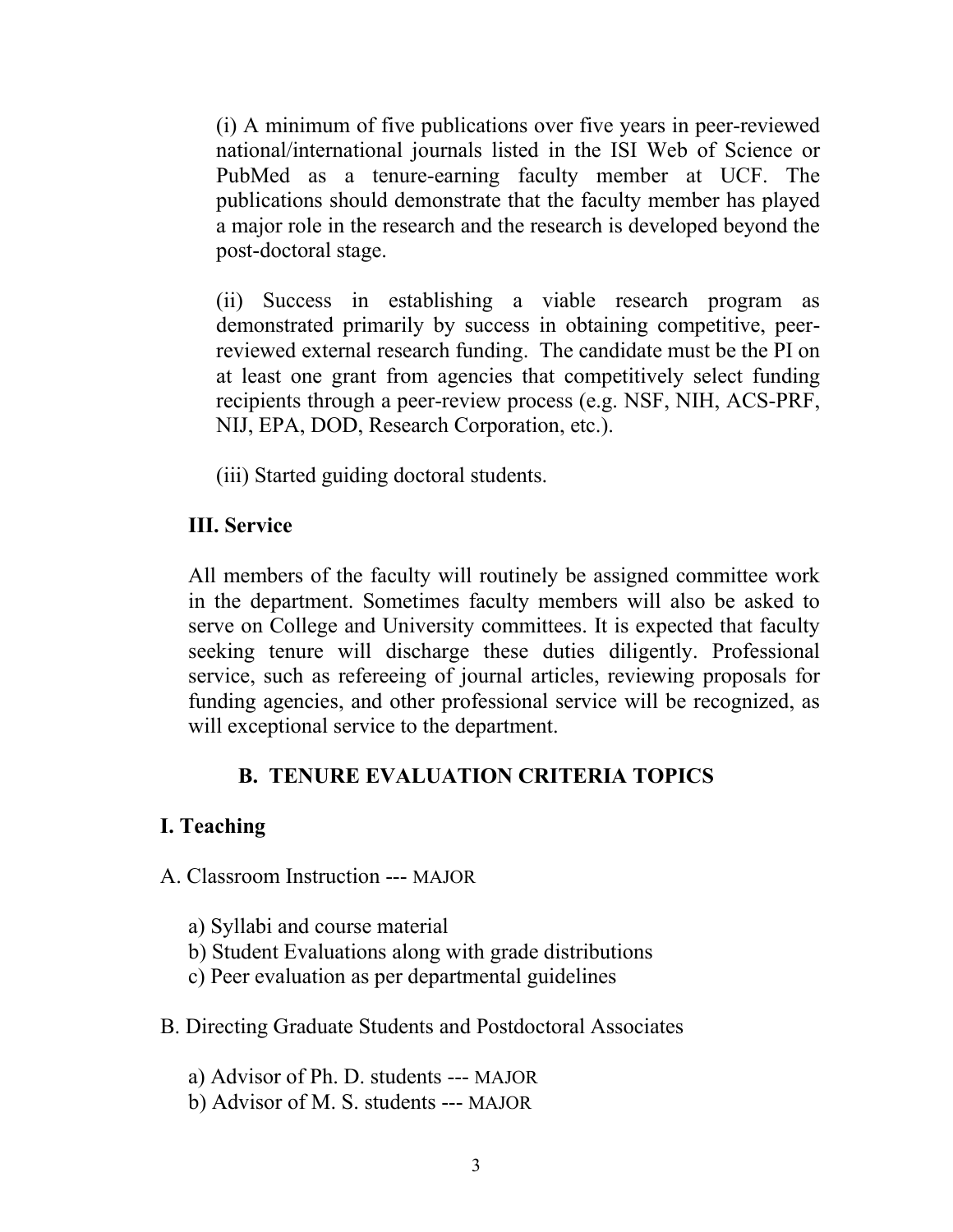(i) A minimum of five publications over five years in peer-reviewed national/international journals listed in the ISI Web of Science or PubMed as a tenure-earning faculty member at UCF. The publications should demonstrate that the faculty member has played a major role in the research and the research is developed beyond the post-doctoral stage.

(ii) Success in establishing a viable research program as demonstrated primarily by success in obtaining competitive, peer-reviewed external research funding. The candidate must be the PI on at least one grant from agencies that competitively select funding recipients through a peer-review process (e.g. NSF, NIH, ACS-PRF, NIJ, EPA, DOD, Research Corporation, etc.).

(iii) Started guiding doctoral students.

### III. Service

All members of the faculty will routinely be assigned committee work in the department. Sometimes faculty members will also be asked to serve on College and University committees. It is expected that faculty seeking tenure will discharge these duties diligently. Professional service, such as refereeing of journal articles, reviewing proposals for funding agencies, and other professional service will be recognized, as will exceptional service to the department.

## B. TENURE EVALUATION CRITERIA TOPICS

### I. Teaching

A. Classroom Instruction --- MAJOR

- a) Syllabi and course material
- b) Student Evaluations along with grade distributions
- c) Peer evaluation as per departmental guidelines

B. Directing Graduate Students and Postdoctoral Associates

- a) Advisor of Ph. D. students --- MAJOR
- b) Advisor of M. S. students --- MAJOR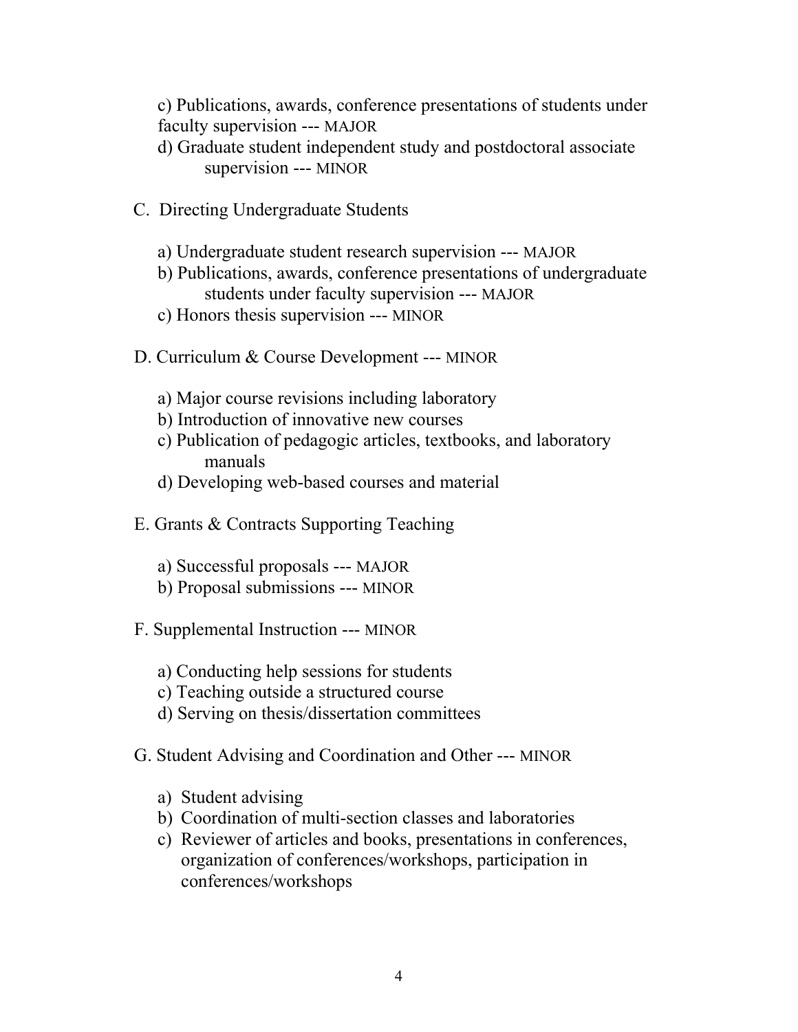c) Publications, awards, conference presentations of students under faculty supervision --- MAJOR

d) Graduate student independent study and postdoctoral associate supervision --- MINOR

C. Directing Undergraduate Students

a) Undergraduate student research supervision --- MAJOR

b) Publications, awards, conference presentations of undergraduate students under faculty supervision --- MAJOR

c) Honors thesis supervision --- MINOR

D. Curriculum & Course Development --- MINOR

a) Major course revisions including laboratory

b) Introduction of innovative new courses

c) Publication of pedagogic articles, textbooks, and laboratory manuals

d) Developing web-based courses and material

E. Grants & Contracts Supporting Teaching

a) Successful proposals --- MAJOR

b) Proposal submissions --- MINOR

F. Supplemental Instruction --- MINOR

a) Conducting help sessions for students

c) Teaching outside a structured course

d) Serving on thesis/dissertation committees

G. Student Advising and Coordination and Other --- MINOR

a) Student advising

b) Coordination of multi-section classes and laboratories

c) Reviewer of articles and books, presentations in conferences, organization of conferences/workshops, participation in conferences/workshops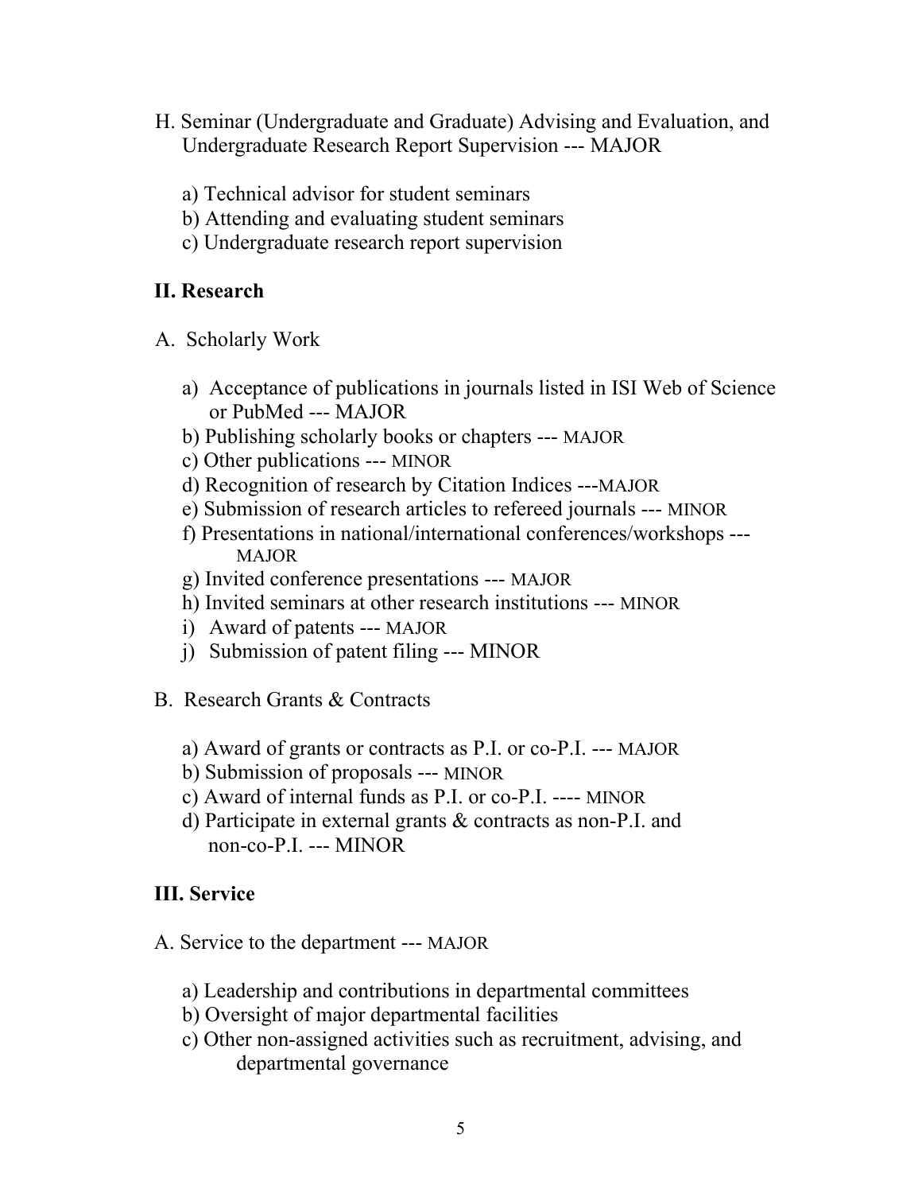H. Seminar (Undergraduate and Graduate) Advising and Evaluation, and Undergraduate Research Report Supervision --- MAJOR

a) Technical advisor for student seminars
b) Attending and evaluating student seminars
c) Undergraduate research report supervision

## II. Research

A. Scholarly Work

a) Acceptance of publications in journals listed in ISI Web of Science or PubMed --- MAJOR
b) Publishing scholarly books or chapters --- MAJOR
c) Other publications --- MINOR
d) Recognition of research by Citation Indices ---MAJOR
e) Submission of research articles to refereed journals --- MINOR
f) Presentations in national/international conferences/workshops --- MAJOR
g) Invited conference presentations --- MAJOR
h) Invited seminars at other research institutions --- MINOR
i) Award of patents --- MAJOR
j) Submission of patent filing --- MINOR

B. Research Grants & Contracts

a) Award of grants or contracts as P.I. or co-P.I. --- MAJOR
b) Submission of proposals --- MINOR
c) Award of internal funds as P.I. or co-P.I. ---- MINOR
d) Participate in external grants & contracts as non-P.I. and non-co-P.I. --- MINOR

## III. Service

A. Service to the department --- MAJOR

a) Leadership and contributions in departmental committees
b) Oversight of major departmental facilities
c) Other non-assigned activities such as recruitment, advising, and departmental governance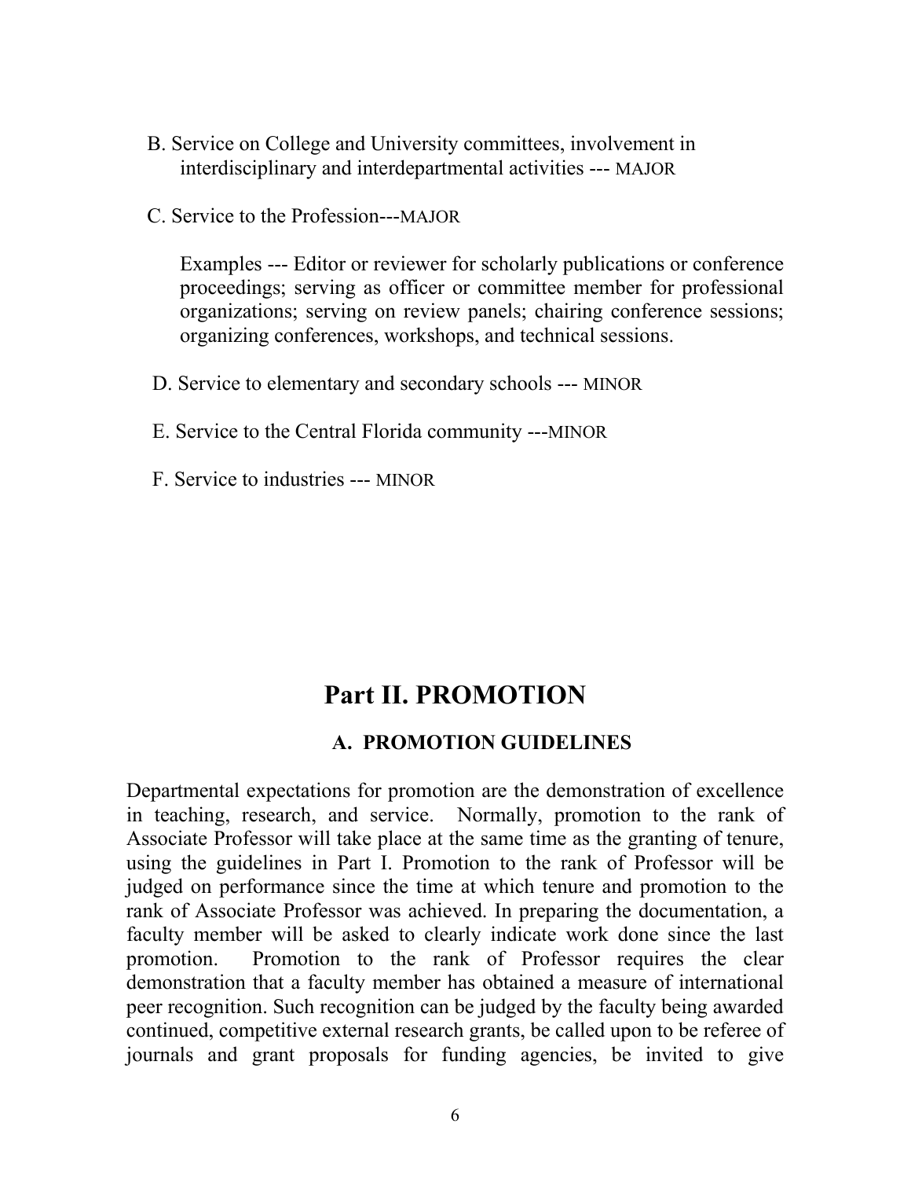B. Service on College and University committees, involvement in interdisciplinary and interdepartmental activities --- MAJOR

C. Service to the Profession---MAJOR

Examples --- Editor or reviewer for scholarly publications or conference proceedings; serving as officer or committee member for professional organizations; serving on review panels; chairing conference sessions; organizing conferences, workshops, and technical sessions.

D. Service to elementary and secondary schools --- MINOR

E. Service to the Central Florida community ---MINOR

F. Service to industries --- MINOR

# Part II. PROMOTION

## A. PROMOTION GUIDELINES

Departmental expectations for promotion are the demonstration of excellence in teaching, research, and service. Normally, promotion to the rank of Associate Professor will take place at the same time as the granting of tenure, using the guidelines in Part I. Promotion to the rank of Professor will be judged on performance since the time at which tenure and promotion to the rank of Associate Professor was achieved. In preparing the documentation, a faculty member will be asked to clearly indicate work done since the last promotion. Promotion to the rank of Professor requires the clear demonstration that a faculty member has obtained a measure of international peer recognition. Such recognition can be judged by the faculty being awarded continued, competitive external research grants, be called upon to be referee of journals and grant proposals for funding agencies, be invited to give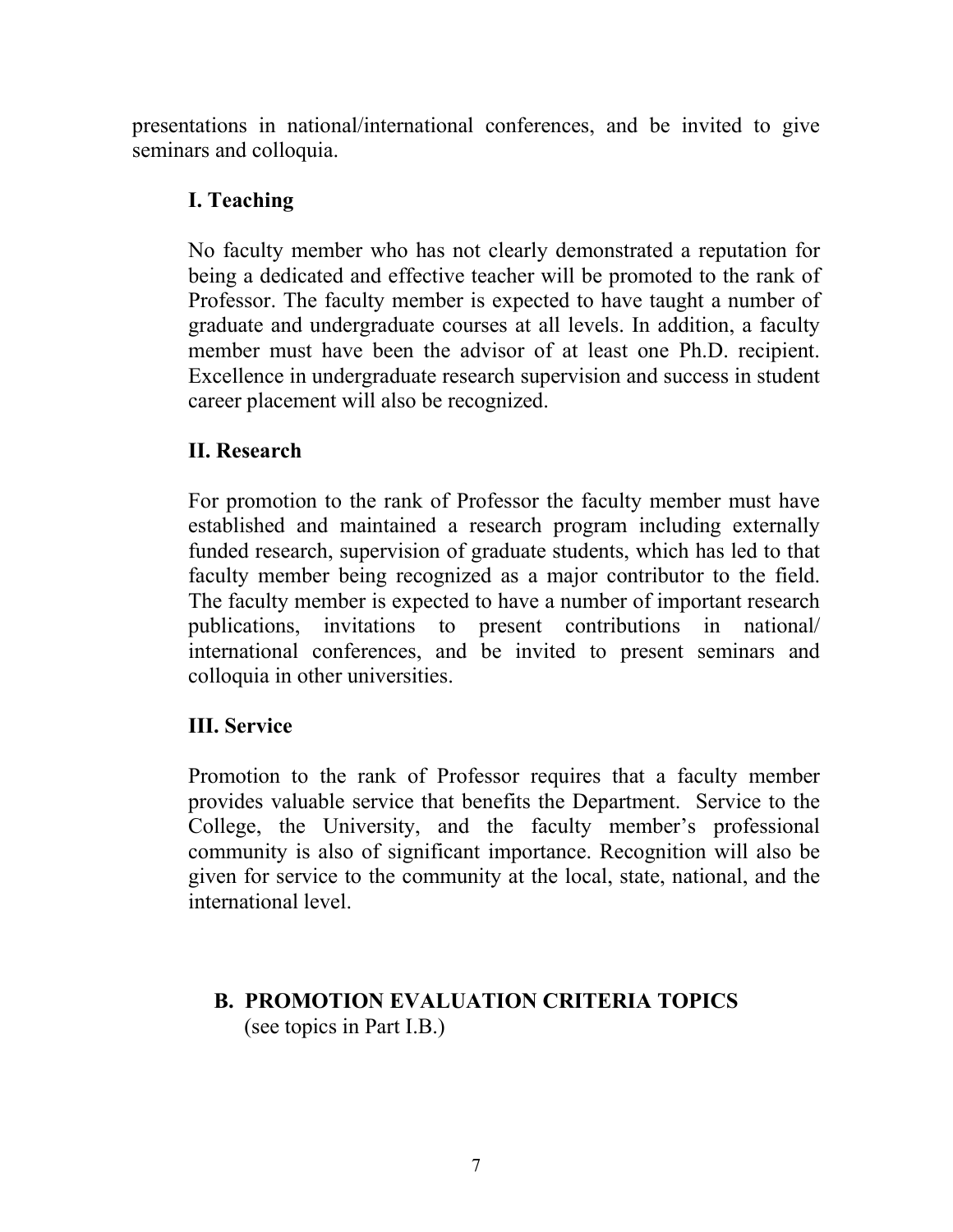presentations in national/international conferences, and be invited to give seminars and colloquia.

### I. Teaching

No faculty member who has not clearly demonstrated a reputation for being a dedicated and effective teacher will be promoted to the rank of Professor. The faculty member is expected to have taught a number of graduate and undergraduate courses at all levels. In addition, a faculty member must have been the advisor of at least one Ph.D. recipient. Excellence in undergraduate research supervision and success in student career placement will also be recognized.

### II. Research

For promotion to the rank of Professor the faculty member must have established and maintained a research program including externally funded research, supervision of graduate students, which has led to that faculty member being recognized as a major contributor to the field. The faculty member is expected to have a number of important research publications, invitations to present contributions in national/ international conferences, and be invited to present seminars and colloquia in other universities.

### III. Service

Promotion to the rank of Professor requires that a faculty member provides valuable service that benefits the Department. Service to the College, the University, and the faculty member's professional community is also of significant importance. Recognition will also be given for service to the community at the local, state, national, and the international level.

## B. PROMOTION EVALUATION CRITERIA TOPICS

(see topics in Part I.B.)